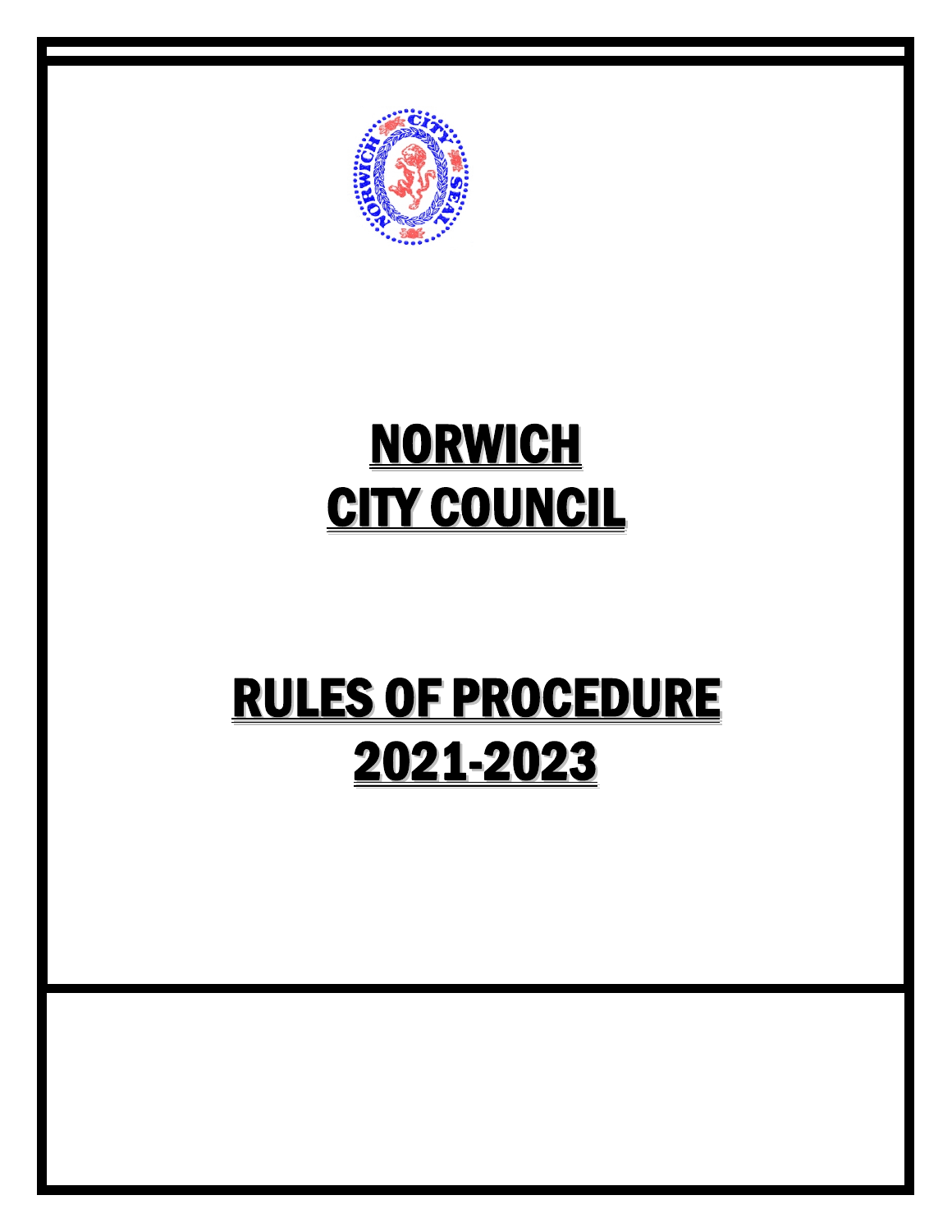# NORWICH CITY COUNCIL

# RULES OF PROCEDURE 2021-2023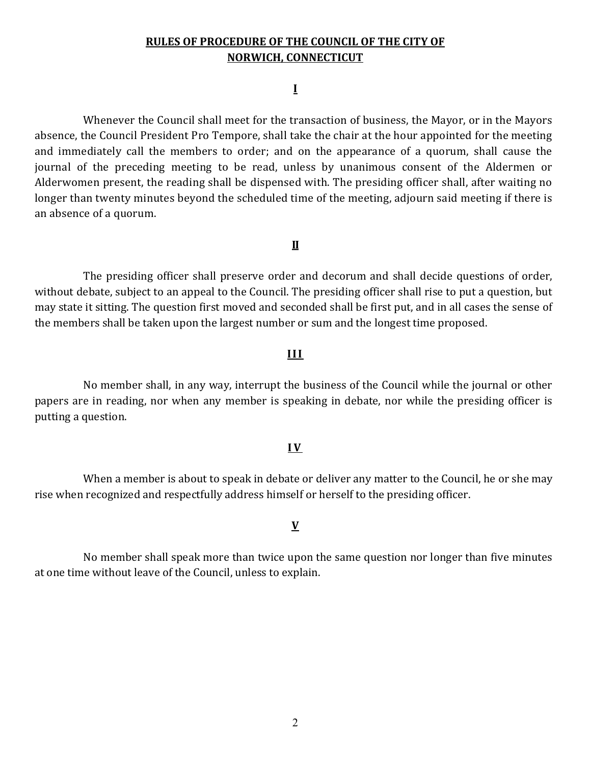# RULES OF PROCEDURE OF THE COUNCIL OF THE CITY OF NORWICH, CONNECTICUT

## I

Whenever the Council shall meet for the transaction of business, the Mayor, or in the Mayors absence, the Council President Pro Tempore, shall take the chair at the hour appointed for the meeting and immediately call the members to order; and on the appearance of a quorum, shall cause the journal of the preceding meeting to be read, unless by unanimous consent of the Aldermen or Alderwomen present, the reading shall be dispensed with. The presiding officer shall, after waiting no longer than twenty minutes beyond the scheduled time of the meeting, adjourn said meeting if there is an absence of a quorum.

## II

The presiding officer shall preserve order and decorum and shall decide questions of order, without debate, subject to an appeal to the Council. The presiding officer shall rise to put a question, but may state it sitting. The question first moved and seconded shall be first put, and in all cases the sense of the members shall be taken upon the largest number or sum and the longest time proposed.

## III

No member shall, in any way, interrupt the business of the Council while the journal or other papers are in reading, nor when any member is speaking in debate, nor while the presiding officer is putting a question.

## IV

When a member is about to speak in debate or deliver any matter to the Council, he or she may rise when recognized and respectfully address himself or herself to the presiding officer.

## V

No member shall speak more than twice upon the same question nor longer than five minutes at one time without leave of the Council, unless to explain.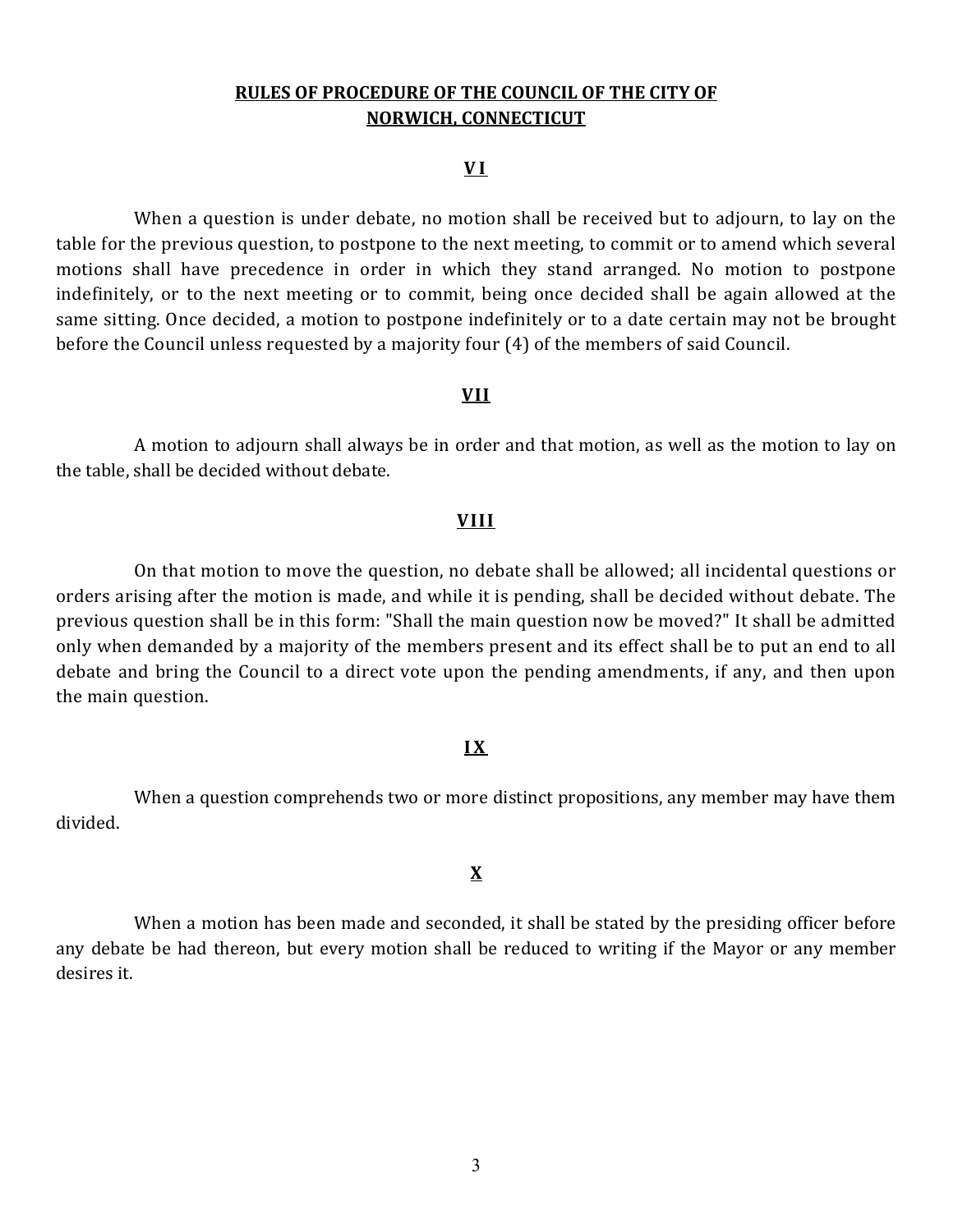## RULES OF PROCEDURE OF THE COUNCIL OF THE CITY OF NORWICH, CONNECTICUT

### VI

When a question is under debate, no motion shall be received but to adjourn, to lay on the table for the previous question, to postpone to the next meeting, to commit or to amend which several motions shall have precedence in order in which they stand arranged. No motion to postpone indefinitely, or to the next meeting or to commit, being once decided shall be again allowed at the same sitting. Once decided, a motion to postpone indefinitely or to a date certain may not be brought before the Council unless requested by a majority four (4) of the members of said Council.

### VII

A motion to adjourn shall always be in order and that motion, as well as the motion to lay on the table, shall be decided without debate.

### VIII

On that motion to move the question, no debate shall be allowed; all incidental questions or orders arising after the motion is made, and while it is pending, shall be decided without debate. The previous question shall be in this form: "Shall the main question now be moved?" It shall be admitted only when demanded by a majority of the members present and its effect shall be to put an end to all debate and bring the Council to a direct vote upon the pending amendments, if any, and then upon the main question.

### IX

When a question comprehends two or more distinct propositions, any member may have them divided.

### X

When a motion has been made and seconded, it shall be stated by the presiding officer before any debate be had thereon, but every motion shall be reduced to writing if the Mayor or any member desires it.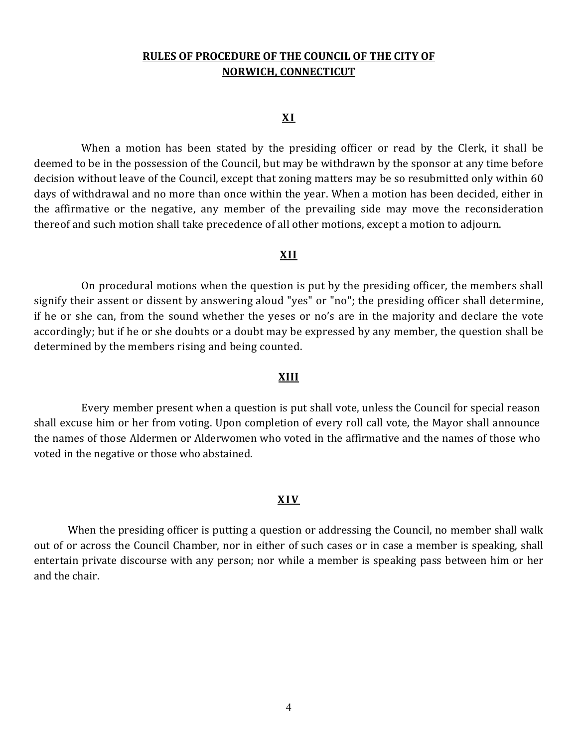**RULES OF PROCEDURE OF THE COUNCIL OF THE CITY OF NORWICH, CONNECTICUT**

## XI

When a motion has been stated by the presiding officer or read by the Clerk, it shall be deemed to be in the possession of the Council, but may be withdrawn by the sponsor at any time before decision without leave of the Council, except that zoning matters may be so resubmitted only within 60 days of withdrawal and no more than once within the year. When a motion has been decided, either in the affirmative or the negative, any member of the prevailing side may move the reconsideration thereof and such motion shall take precedence of all other motions, except a motion to adjourn.

## XII

On procedural motions when the question is put by the presiding officer, the members shall signify their assent or dissent by answering aloud "yes" or "no"; the presiding officer shall determine, if he or she can, from the sound whether the yeses or no's are in the majority and declare the vote accordingly; but if he or she doubts or a doubt may be expressed by any member, the question shall be determined by the members rising and being counted.

## XIII

Every member present when a question is put shall vote, unless the Council for special reason shall excuse him or her from voting. Upon completion of every roll call vote, the Mayor shall announce the names of those Aldermen or Alderwomen who voted in the affirmative and the names of those who voted in the negative or those who abstained.

## XIV

When the presiding officer is putting a question or addressing the Council, no member shall walk out of or across the Council Chamber, nor in either of such cases or in case a member is speaking, shall entertain private discourse with any person; nor while a member is speaking pass between him or her and the chair.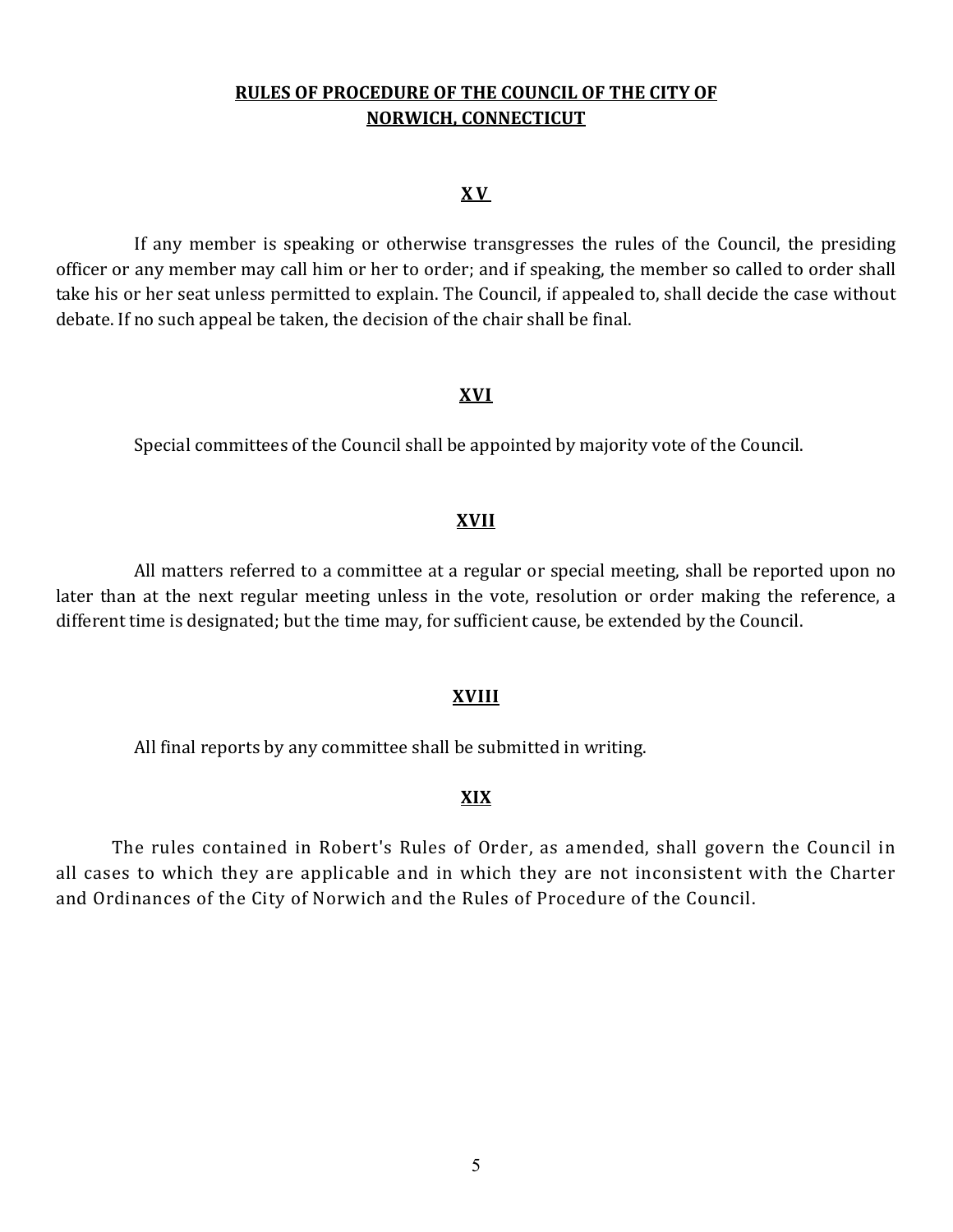**RULES OF PROCEDURE OF THE COUNCIL OF THE CITY OF NORWICH, CONNECTICUT**

## XV

If any member is speaking or otherwise transgresses the rules of the Council, the presiding officer or any member may call him or her to order; and if speaking, the member so called to order shall take his or her seat unless permitted to explain. The Council, if appealed to, shall decide the case without debate. If no such appeal be taken, the decision of the chair shall be final.

## XVI

Special committees of the Council shall be appointed by majority vote of the Council.

## XVII

All matters referred to a committee at a regular or special meeting, shall be reported upon no later than at the next regular meeting unless in the vote, resolution or order making the reference, a different time is designated; but the time may, for sufficient cause, be extended by the Council.

## XVIII

All final reports by any committee shall be submitted in writing.

## XIX

The rules contained in Robert's Rules of Order, as amended, shall govern the Council in all cases to which they are applicable and in which they are not inconsistent with the Charter and Ordinances of the City of Norwich and the Rules of Procedure of the Council.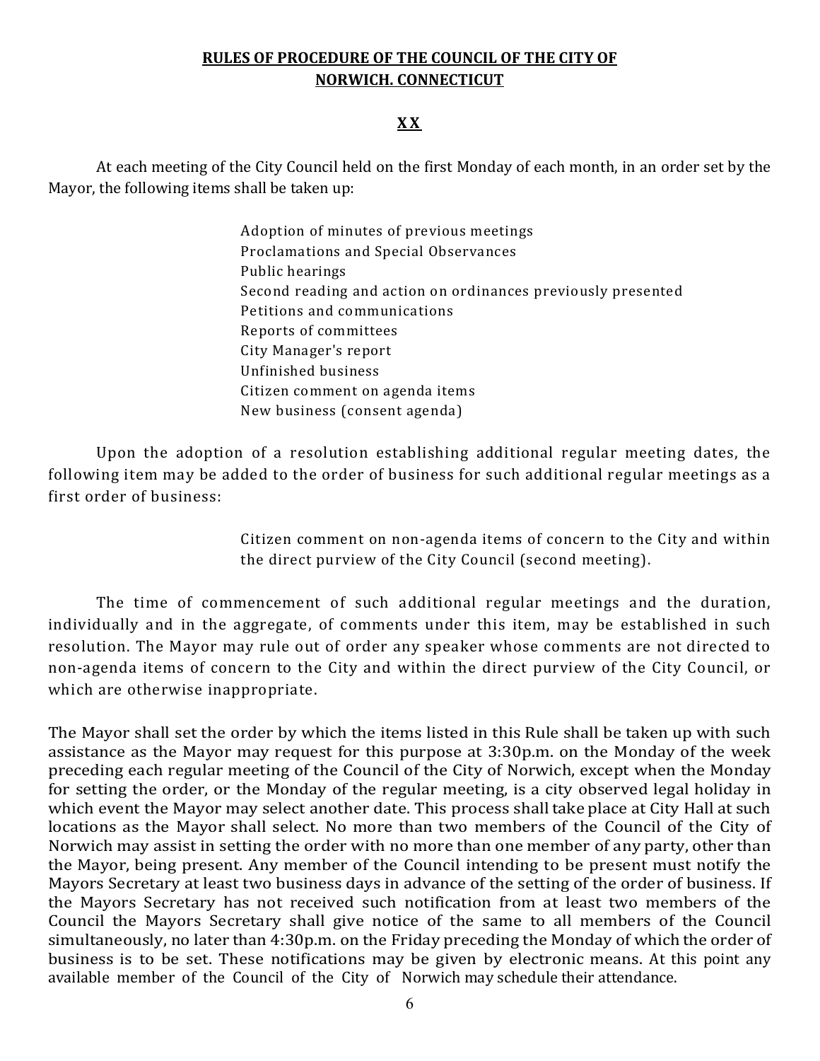# RULES OF PROCEDURE OF THE COUNCIL OF THE CITY OF NORWICH. CONNECTICUT

## XX

At each meeting of the City Council held on the first Monday of each month, in an order set by the Mayor, the following items shall be taken up:

Adoption of minutes of previous meetings
Proclamations and Special Observances
Public hearings
Second reading and action on ordinances previously presented
Petitions and communications
Reports of committees
City Manager's report
Unfinished business
Citizen comment on agenda items
New business (consent agenda)

Upon the adoption of a resolution establishing additional regular meeting dates, the following item may be added to the order of business for such additional regular meetings as a first order of business:

Citizen comment on non-agenda items of concern to the City and within the direct purview of the City Council (second meeting).

The time of commencement of such additional regular meetings and the duration, individually and in the aggregate, of comments under this item, may be established in such resolution. The Mayor may rule out of order any speaker whose comments are not directed to non-agenda items of concern to the City and within the direct purview of the City Council, or which are otherwise inappropriate.

The Mayor shall set the order by which the items listed in this Rule shall be taken up with such assistance as the Mayor may request for this purpose at 3:30p.m. on the Monday of the week preceding each regular meeting of the Council of the City of Norwich, except when the Monday for setting the order, or the Monday of the regular meeting, is a city observed legal holiday in which event the Mayor may select another date. This process shall take place at City Hall at such locations as the Mayor shall select. No more than two members of the Council of the City of Norwich may assist in setting the order with no more than one member of any party, other than the Mayor, being present. Any member of the Council intending to be present must notify the Mayors Secretary at least two business days in advance of the setting of the order of business. If the Mayors Secretary has not received such notification from at least two members of the Council the Mayors Secretary shall give notice of the same to all members of the Council simultaneously, no later than 4:30p.m. on the Friday preceding the Monday of which the order of business is to be set. These notifications may be given by electronic means. At this point any available member of the Council of the City of Norwich may schedule their attendance.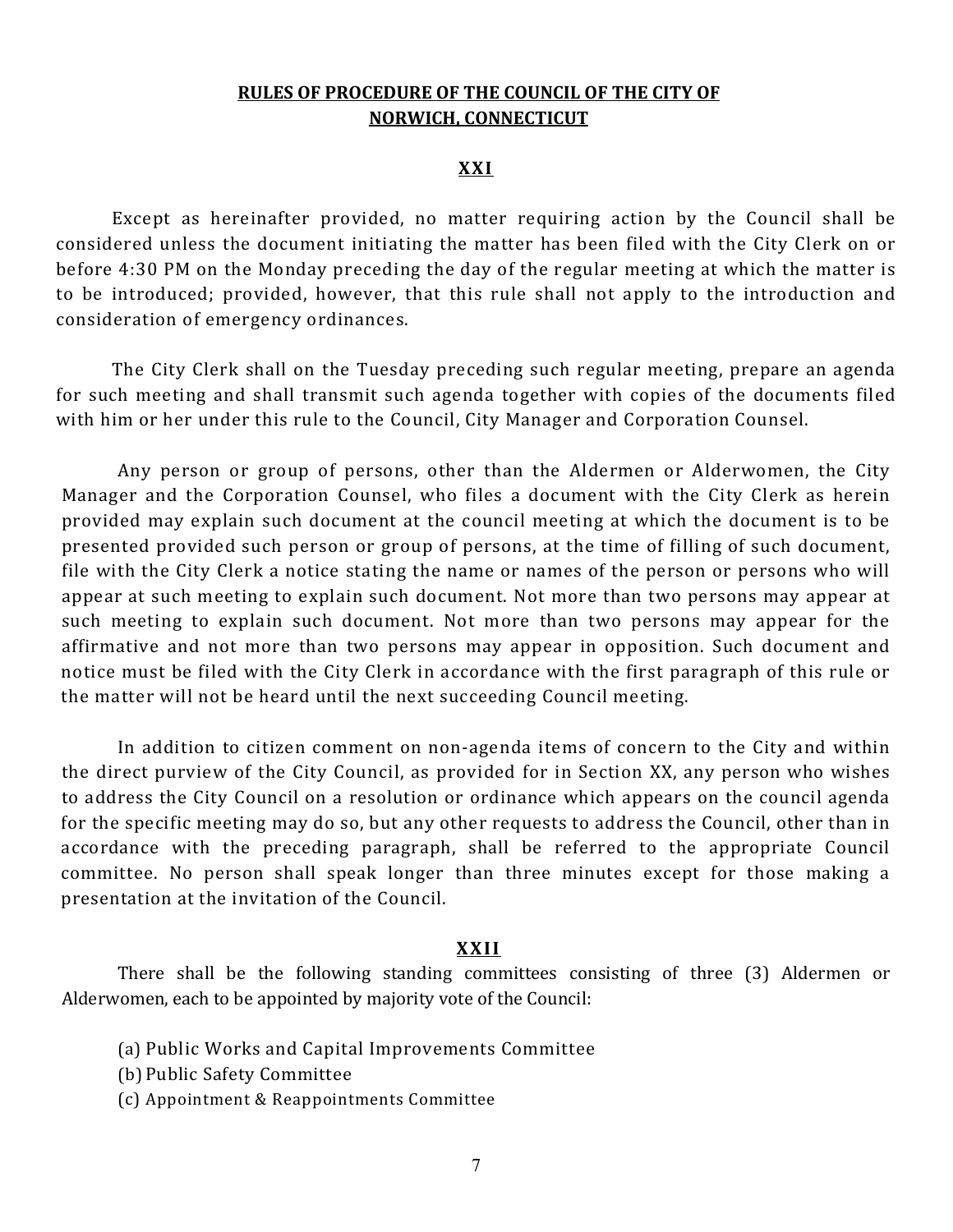**RULES OF PROCEDURE OF THE COUNCIL OF THE CITY OF NORWICH, CONNECTICUT**

## XXI

Except as hereinafter provided, no matter requiring action by the Council shall be considered unless the document initiating the matter has been filed with the City Clerk on or before 4:30 PM on the Monday preceding the day of the regular meeting at which the matter is to be introduced; provided, however, that this rule shall not apply to the introduction and consideration of emergency ordinances.

The City Clerk shall on the Tuesday preceding such regular meeting, prepare an agenda for such meeting and shall transmit such agenda together with copies of the documents filed with him or her under this rule to the Council, City Manager and Corporation Counsel.

Any person or group of persons, other than the Aldermen or Alderwomen, the City Manager and the Corporation Counsel, who files a document with the City Clerk as herein provided may explain such document at the council meeting at which the document is to be presented provided such person or group of persons, at the time of filling of such document, file with the City Clerk a notice stating the name or names of the person or persons who will appear at such meeting to explain such document. Not more than two persons may appear at such meeting to explain such document. Not more than two persons may appear for the affirmative and not more than two persons may appear in opposition. Such document and notice must be filed with the City Clerk in accordance with the first paragraph of this rule or the matter will not be heard until the next succeeding Council meeting.

In addition to citizen comment on non-agenda items of concern to the City and within the direct purview of the City Council, as provided for in Section XX, any person who wishes to address the City Council on a resolution or ordinance which appears on the council agenda for the specific meeting may do so, but any other requests to address the Council, other than in accordance with the preceding paragraph, shall be referred to the appropriate Council committee. No person shall speak longer than three minutes except for those making a presentation at the invitation of the Council.

## XXII

There shall be the following standing committees consisting of three (3) Aldermen or Alderwomen, each to be appointed by majority vote of the Council:

(a) Public Works and Capital Improvements Committee
(b) Public Safety Committee
(c) Appointment & Reappointments Committee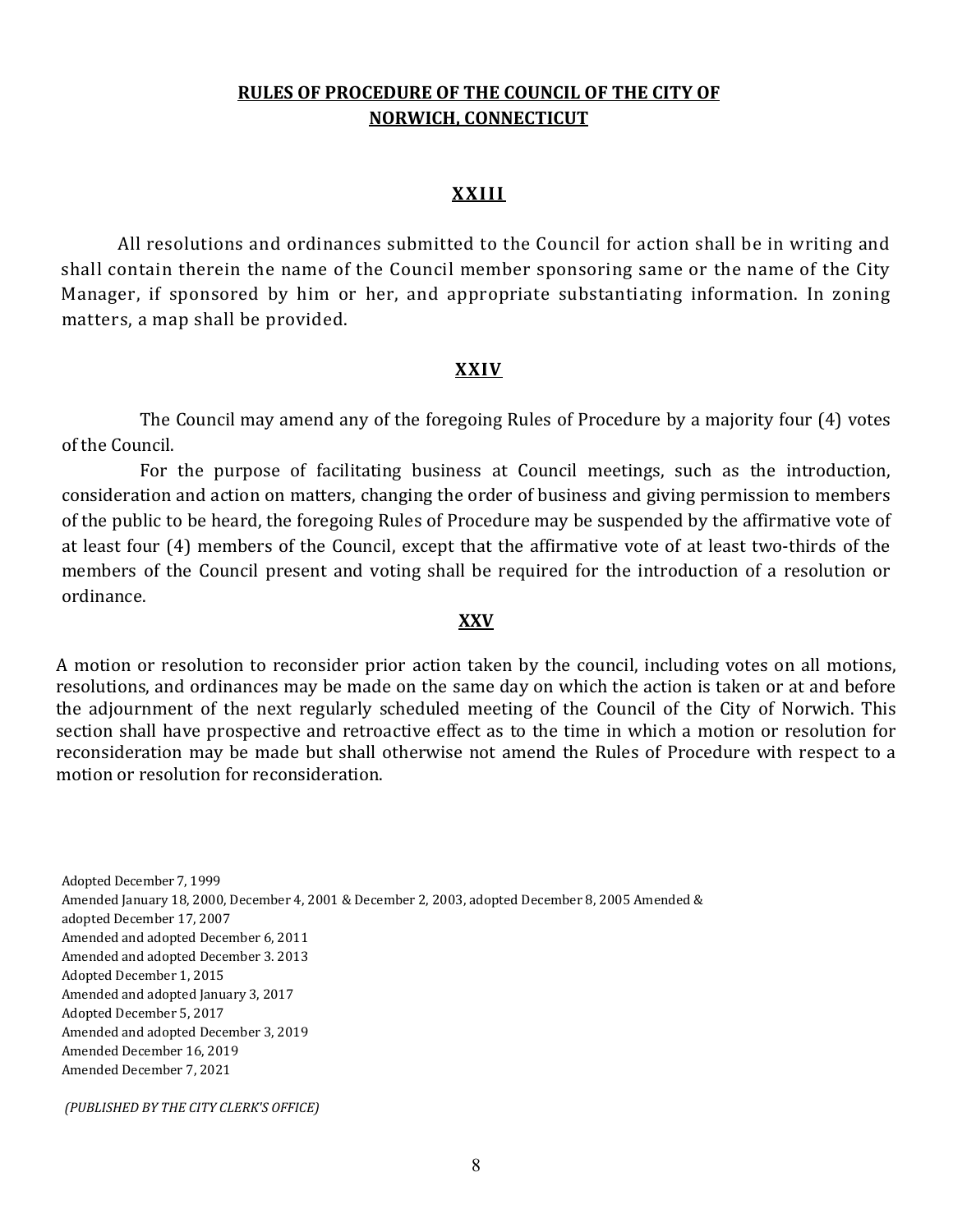**RULES OF PROCEDURE OF THE COUNCIL OF THE CITY OF NORWICH, CONNECTICUT**

## XXIII

All resolutions and ordinances submitted to the Council for action shall be in writing and shall contain therein the name of the Council member sponsoring same or the name of the City Manager, if sponsored by him or her, and appropriate substantiating information. In zoning matters, a map shall be provided.

## XXIV

The Council may amend any of the foregoing Rules of Procedure by a majority four (4) votes of the Council.

For the purpose of facilitating business at Council meetings, such as the introduction, consideration and action on matters, changing the order of business and giving permission to members of the public to be heard, the foregoing Rules of Procedure may be suspended by the affirmative vote of at least four (4) members of the Council, except that the affirmative vote of at least two-thirds of the members of the Council present and voting shall be required for the introduction of a resolution or ordinance.

## XXV

A motion or resolution to reconsider prior action taken by the council, including votes on all motions, resolutions, and ordinances may be made on the same day on which the action is taken or at and before the adjournment of the next regularly scheduled meeting of the Council of the City of Norwich. This section shall have prospective and retroactive effect as to the time in which a motion or resolution for reconsideration may be made but shall otherwise not amend the Rules of Procedure with respect to a motion or resolution for reconsideration.

Adopted December 7, 1999
Amended January 18, 2000, December 4, 2001 & December 2, 2003, adopted December 8, 2005 Amended & adopted December 17, 2007
Amended and adopted December 6, 2011
Amended and adopted December 3. 2013
Adopted December 1, 2015
Amended and adopted January 3, 2017
Adopted December 5, 2017
Amended and adopted December 3, 2019
Amended December 16, 2019
Amended December 7, 2021

*(PUBLISHED BY THE CITY CLERK'S OFFICE)*